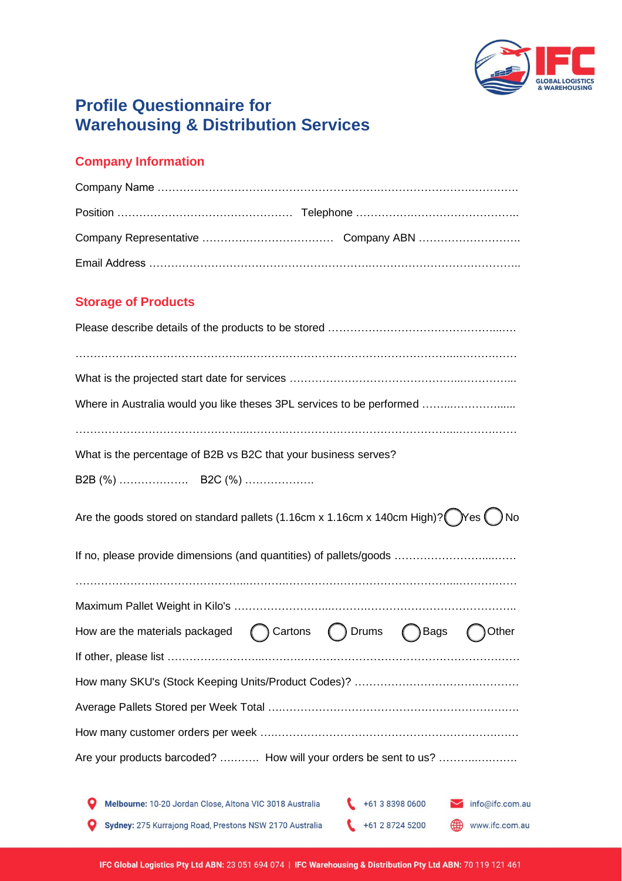# Profile Questionnaire for Warehousing & Distribution Services

## Company Information

Company Name ……………………………………………………………………………………….

Position …………………………………………… Telephone ………………………………………..

Company Representative ……………………………… Company ABN ……………………….

Email Address ……………………………………………………………………………………………..

## Storage of Products

Please describe details of the products to be stored …………………………………………..….

…………………………………………………………………………………………………………….

What is the projected start date for services ……………………………………………………....

Where in Australia would you like theses 3PL services to be performed ……..……………......

…………………………………………………………………………………………………………….

What is the percentage of B2B vs B2C that your business serves?

B2B (%) ………………. B2C (%) ……………….

Are the goods stored on standard pallets (1.16cm x 1.16cm x 140cm High)? ◯ Yes ◯ No

If no, please provide dimensions (and quantities) of pallets/goods …………………………..……

…………………………………………………………………………………………………………….

Maximum Pallet Weight in Kilo's ………………………………………………………………………..

How are the materials packaged ◯ Cartons ◯ Drums ◯ Bags ◯ Other

If other, please list …………………………………………………………………………………………

How many SKU's (Stock Keeping Units/Product Codes)? ………………………………………

Average Pallets Stored per Week Total ……………………………………………………………….

How many customer orders per week ………………………………………………………………

Are your products barcoded? ……….. How will your orders be sent to us? …………..………

Melbourne: 10-20 Jordan Close, Altona VIC 3018 Australia | +61 3 8398 0600 | info@ifc.com.au

Sydney: 275 Kurrajong Road, Prestons NSW 2170 Australia | +61 2 8724 5200 | www.ifc.com.au

IFC Global Logistics Pty Ltd ABN: 23 051 694 074 | IFC Warehousing & Distribution Pty Ltd ABN: 70 119 121 461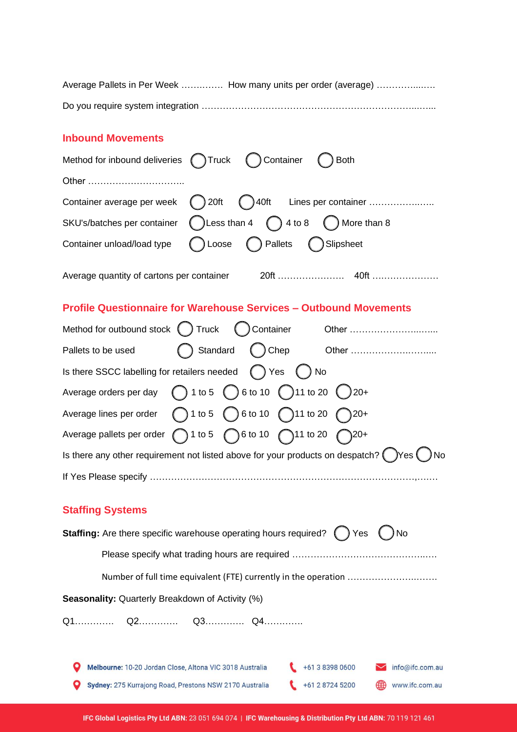Average Pallets in Per Week ………….. How many units per order (average) …………...……

Do you require system integration …………………………………………………………...…...

## Inbound Movements

Method for inbound deliveries ◯ Truck ◯ Container ◯ Both

Other …………………………..

Container average per week ◯ 20ft ◯ 40ft Lines per container ……………..…..

SKU's/batches per container ◯ Less than 4 ◯ 4 to 8 ◯ More than 8

Container unload/load type ◯ Loose ◯ Pallets ◯ Slipsheet

Average quantity of cartons per container 20ft …………………. 40ft ………………….

## Profile Questionnaire for Warehouse Services – Outbound Movements

Method for outbound stock ◯ Truck ◯ Container Other ……………………..……..

Pallets to be used ◯ Standard ◯ Chep Other ……………………..……....

Is there SSCC labelling for retailers needed ◯ Yes ◯ No

Average orders per day ◯ 1 to 5 ◯ 6 to 10 ◯ 11 to 20 ◯ 20+

Average lines per order ◯ 1 to 5 ◯ 6 to 10 ◯ 11 to 20 ◯ 20+

Average pallets per order ◯ 1 to 5 ◯ 6 to 10 ◯ 11 to 20 ◯ 20+

Is there any other requirement not listed above for your products on despatch? ◯ Yes ◯ No

If Yes Please specify ……………………………………………………………………………,…….

## Staffing Systems

**Staffing:** Are there specific warehouse operating hours required? ◯ Yes ◯ No

Please specify what trading hours are required ………………………………………..….

Number of full time equivalent (FTE) currently in the operation ……………………..…….

**Seasonality:** Quarterly Breakdown of Activity (%)

Q1…………. Q2…………. Q3…………. Q4………….

**Melbourne:** 10-20 Jordan Close, Altona VIC 3018 Australia | +61 3 8398 0600 | info@ifc.com.au

**Sydney:** 275 Kurrajong Road, Prestons NSW 2170 Australia | +61 2 8724 5200 | www.ifc.com.au

**IFC Global Logistics Pty Ltd ABN:** 23 051 694 074 | **IFC Warehousing & Distribution Pty Ltd ABN:** 70 119 121 461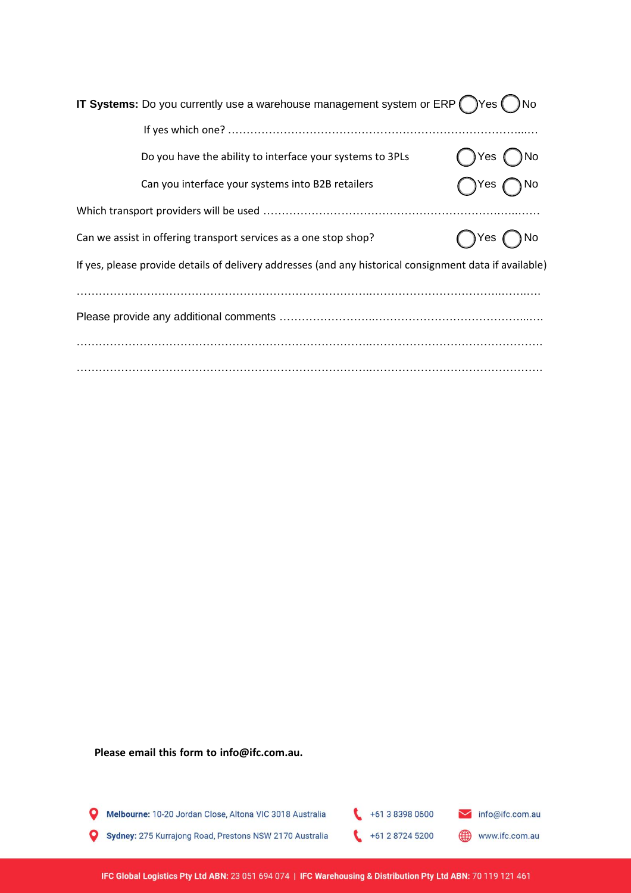**IT Systems:** Do you currently use a warehouse management system or ERP ◯ Yes ◯ No

If yes which one? ……………………………………………………………………………

Do you have the ability to interface your systems to 3PLs ◯ Yes ◯ No

Can you interface your systems into B2B retailers ◯ Yes ◯ No

Which transport providers will be used ……………………………………………………………

Can we assist in offering transport services as a one stop shop? ◯ Yes ◯ No

If yes, please provide details of delivery addresses (and any historical consignment data if available)

………………………………………………………………………………………………………

Please provide any additional comments ………………………………………………………………

………………………………………………………………………………………………………

………………………………………………………………………………………………………

**Please email this form to info@ifc.com.au.**

**Melbourne:** 10-20 Jordan Close, Altona VIC 3018 Australia | +61 3 8398 0600 | info@ifc.com.au

**Sydney:** 275 Kurrajong Road, Prestons NSW 2170 Australia | +61 2 8724 5200 | www.ifc.com.au

**IFC Global Logistics Pty Ltd ABN:** 23 051 694 074 | **IFC Warehousing & Distribution Pty Ltd ABN:** 70 119 121 461